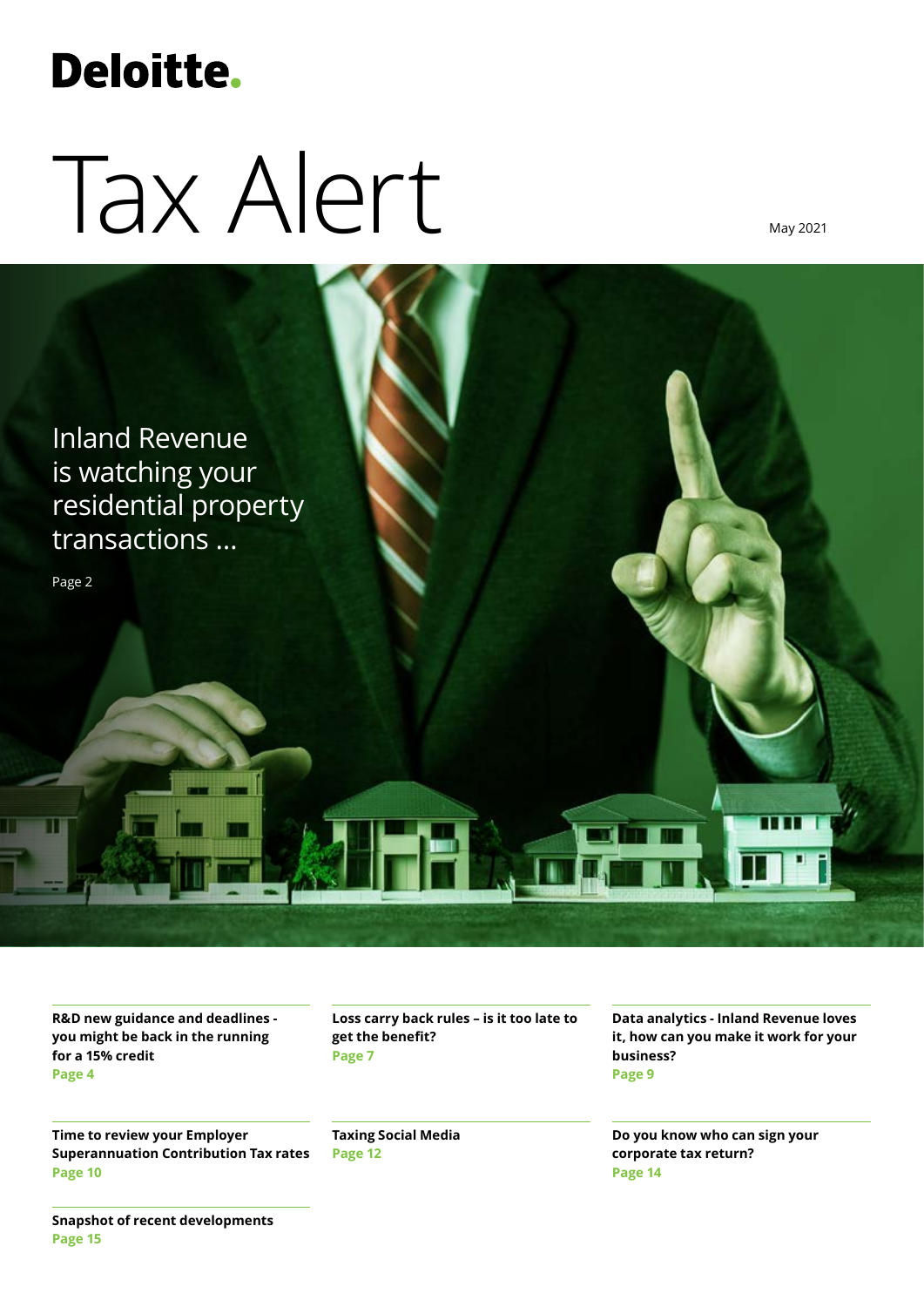Deloitte.

# Tax Alert

May 2021

## Inland Revenue is watching your residential property transactions …

Page 2

**R&D new guidance and deadlines - you might be back in the running for a 15% credit**
Page 4

**Loss carry back rules – is it too late to get the benefit?**
Page 7

**Data analytics - Inland Revenue loves it, how can you make it work for your business?**
Page 9

**Time to review your Employer Superannuation Contribution Tax rates**
Page 10

**Taxing Social Media**
Page 12

**Do you know who can sign your corporate tax return?**
Page 14

**Snapshot of recent developments**
Page 15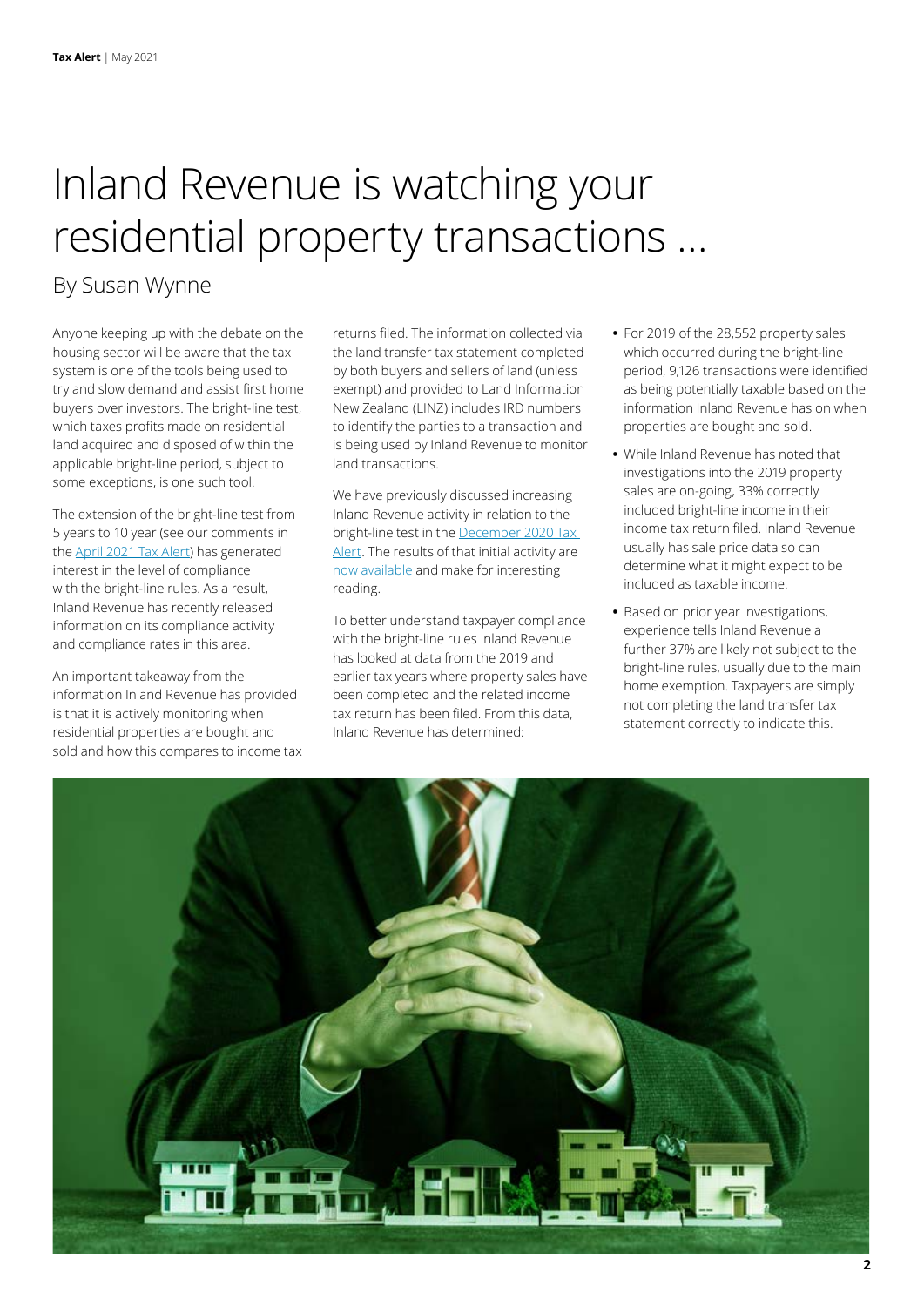# Inland Revenue is watching your residential property transactions …

By Susan Wynne

Anyone keeping up with the debate on the housing sector will be aware that the tax system is one of the tools being used to try and slow demand and assist first home buyers over investors. The bright-line test, which taxes profits made on residential land acquired and disposed of within the applicable bright-line period, subject to some exceptions, is one such tool.

The extension of the bright-line test from 5 years to 10 year (see our comments in the April 2021 Tax Alert) has generated interest in the level of compliance with the bright-line rules. As a result, Inland Revenue has recently released information on its compliance activity and compliance rates in this area.

An important takeaway from the information Inland Revenue has provided is that it is actively monitoring when residential properties are bought and sold and how this compares to income tax returns filed. The information collected via the land transfer tax statement completed by both buyers and sellers of land (unless exempt) and provided to Land Information New Zealand (LINZ) includes IRD numbers to identify the parties to a transaction and is being used by Inland Revenue to monitor land transactions.

We have previously discussed increasing Inland Revenue activity in relation to the bright-line test in the December 2020 Tax Alert. The results of that initial activity are now available and make for interesting reading.

To better understand taxpayer compliance with the bright-line rules Inland Revenue has looked at data from the 2019 and earlier tax years where property sales have been completed and the related income tax return has been filed. From this data, Inland Revenue has determined:

- For 2019 of the 28,552 property sales which occurred during the bright-line period, 9,126 transactions were identified as being potentially taxable based on the information Inland Revenue has on when properties are bought and sold.
- While Inland Revenue has noted that investigations into the 2019 property sales are on-going, 33% correctly included bright-line income in their income tax return filed. Inland Revenue usually has sale price data so can determine what it might expect to be included as taxable income.
- Based on prior year investigations, experience tells Inland Revenue a further 37% are likely not subject to the bright-line rules, usually due to the main home exemption. Taxpayers are simply not completing the land transfer tax statement correctly to indicate this.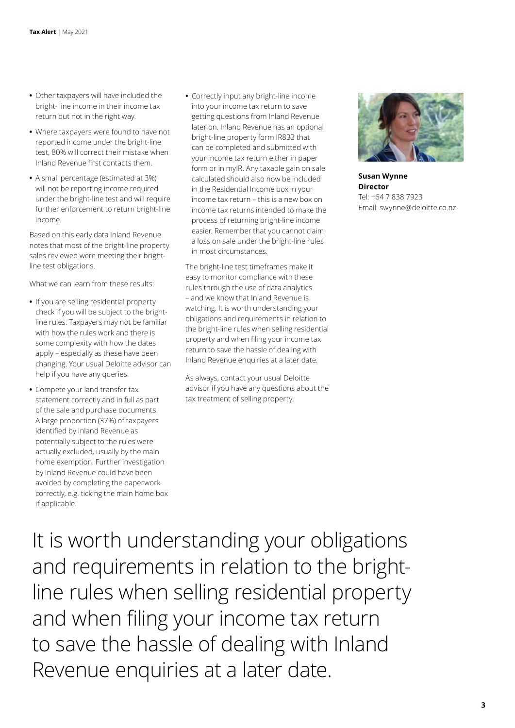- Other taxpayers will have included the bright- line income in their income tax return but not in the right way.
- Where taxpayers were found to have not reported income under the bright-line test, 80% will correct their mistake when Inland Revenue first contacts them.
- A small percentage (estimated at 3%) will not be reporting income required under the bright-line test and will require further enforcement to return bright-line income.

Based on this early data Inland Revenue notes that most of the bright-line property sales reviewed were meeting their bright-line test obligations.

What we can learn from these results:

- If you are selling residential property check if you will be subject to the bright-line rules. Taxpayers may not be familiar with how the rules work and there is some complexity with how the dates apply – especially as these have been changing. Your usual Deloitte advisor can help if you have any queries.
- Compete your land transfer tax statement correctly and in full as part of the sale and purchase documents. A large proportion (37%) of taxpayers identified by Inland Revenue as potentially subject to the rules were actually excluded, usually by the main home exemption. Further investigation by Inland Revenue could have been avoided by completing the paperwork correctly, e.g. ticking the main home box if applicable.
- Correctly input any bright-line income into your income tax return to save getting questions from Inland Revenue later on. Inland Revenue has an optional bright-line property form IR833 that can be completed and submitted with your income tax return either in paper form or in myIR. Any taxable gain on sale calculated should also now be included in the Residential Income box in your income tax return – this is a new box on income tax returns intended to make the process of returning bright-line income easier. Remember that you cannot claim a loss on sale under the bright-line rules in most circumstances.

The bright-line test timeframes make it easy to monitor compliance with these rules through the use of data analytics – and we know that Inland Revenue is watching. It is worth understanding your obligations and requirements in relation to the bright-line rules when selling residential property and when filing your income tax return to save the hassle of dealing with Inland Revenue enquiries at a later date.

As always, contact your usual Deloitte advisor if you have any questions about the tax treatment of selling property.

**Susan Wynne**
**Director**
Tel: +64 7 838 7923
Email: swynne@deloitte.co.nz

It is worth understanding your obligations and requirements in relation to the bright-line rules when selling residential property and when filing your income tax return to save the hassle of dealing with Inland Revenue enquiries at a later date.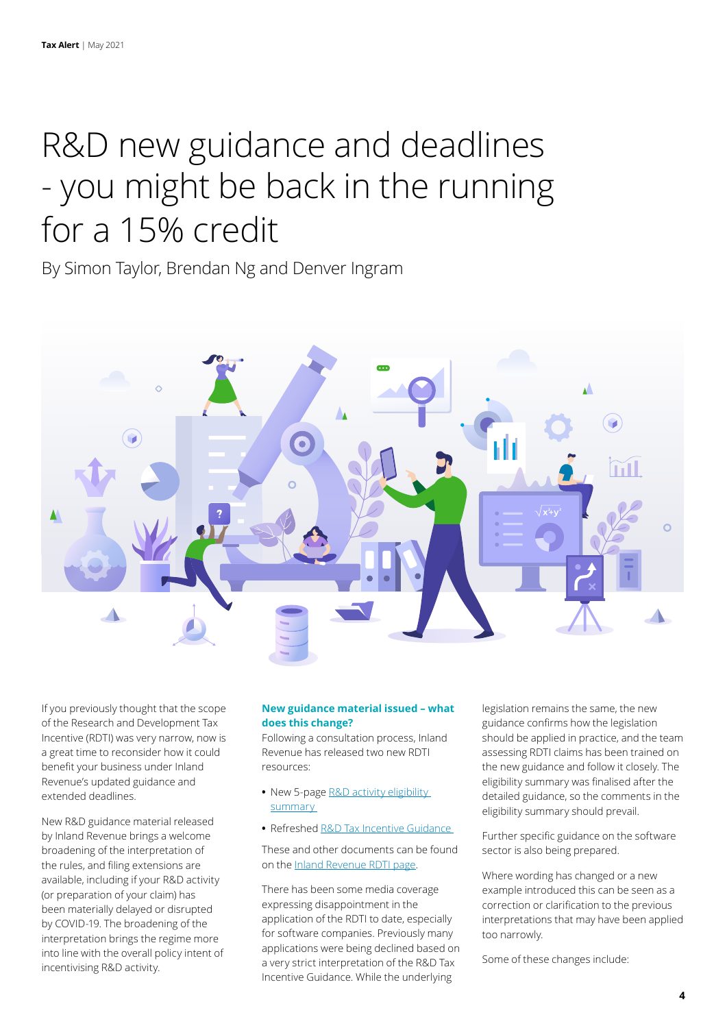# R&D new guidance and deadlines - you might be back in the running for a 15% credit

By Simon Taylor, Brendan Ng and Denver Ingram

If you previously thought that the scope of the Research and Development Tax Incentive (RDTI) was very narrow, now is a great time to reconsider how it could benefit your business under Inland Revenue's updated guidance and extended deadlines.

New R&D guidance material released by Inland Revenue brings a welcome broadening of the interpretation of the rules, and filing extensions are available, including if your R&D activity (or preparation of your claim) has been materially delayed or disrupted by COVID-19. The broadening of the interpretation brings the regime more into line with the overall policy intent of incentivising R&D activity.

### New guidance material issued – what does this change?

Following a consultation process, Inland Revenue has released two new RDTI resources:

- New 5-page [R&D activity eligibility summary]
- Refreshed [R&D Tax Incentive Guidance]

These and other documents can be found on the [Inland Revenue RDTI page].

There has been some media coverage expressing disappointment in the application of the RDTI to date, especially for software companies. Previously many applications were being declined based on a very strict interpretation of the R&D Tax Incentive Guidance. While the underlying legislation remains the same, the new guidance confirms how the legislation should be applied in practice, and the team assessing RDTI claims has been trained on the new guidance and follow it closely. The eligibility summary was finalised after the detailed guidance, so the comments in the eligibility summary should prevail.

Further specific guidance on the software sector is also being prepared.

Where wording has changed or a new example introduced this can be seen as a correction or clarification to the previous interpretations that may have been applied too narrowly.

Some of these changes include: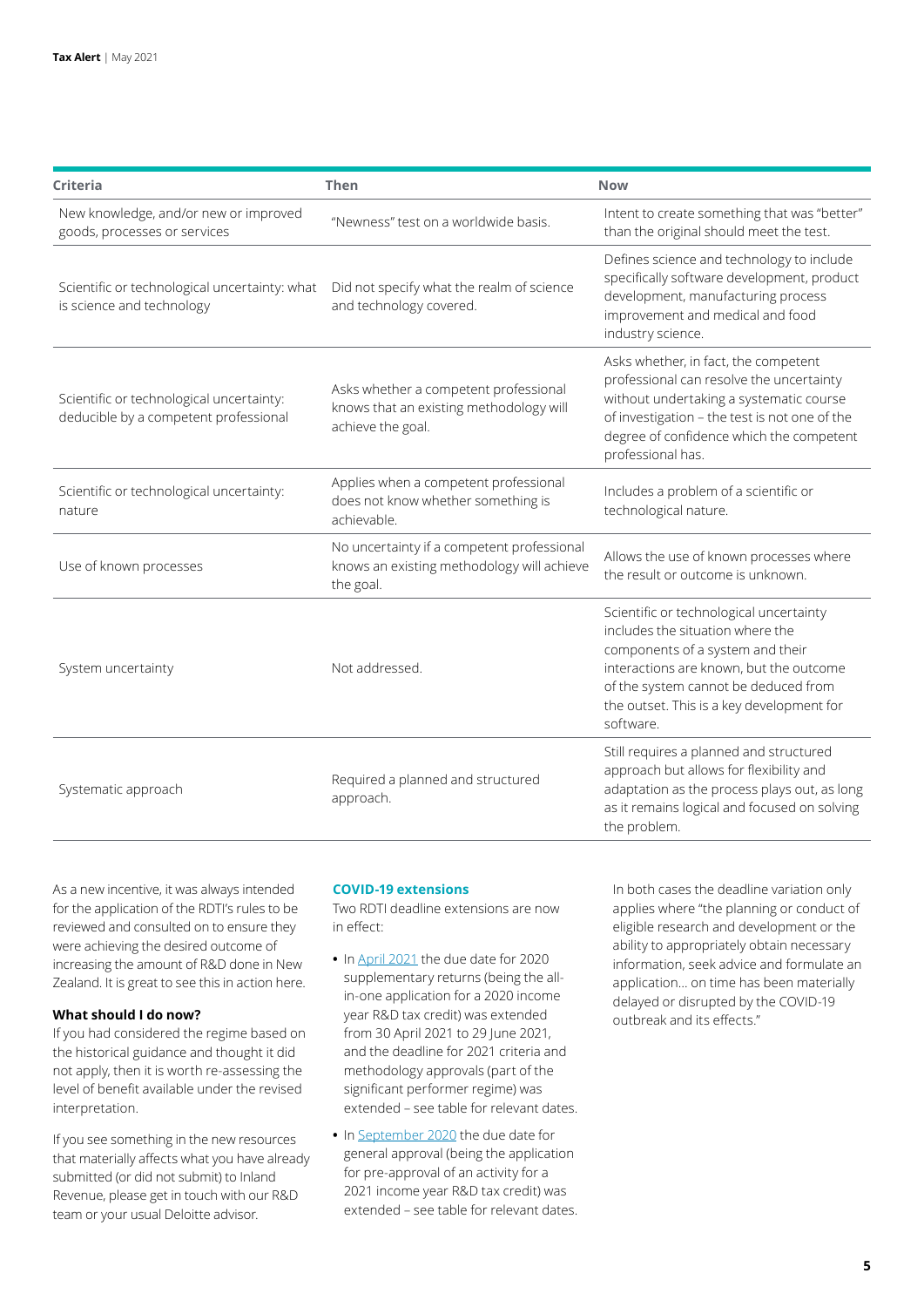| Criteria | Then | Now |
|---|---|---|
| New knowledge, and/or new or improved goods, processes or services | "Newness" test on a worldwide basis. | Intent to create something that was "better" than the original should meet the test. |
| Scientific or technological uncertainty: what is science and technology | Did not specify what the realm of science and technology covered. | Defines science and technology to include specifically software development, product development, manufacturing process improvement and medical and food industry science. |
| Scientific or technological uncertainty: deducible by a competent professional | Asks whether a competent professional knows that an existing methodology will achieve the goal. | Asks whether, in fact, the competent professional can resolve the uncertainty without undertaking a systematic course of investigation – the test is not one of the degree of confidence which the competent professional has. |
| Scientific or technological uncertainty: nature | Applies when a competent professional does not know whether something is achievable. | Includes a problem of a scientific or technological nature. |
| Use of known processes | No uncertainty if a competent professional knows an existing methodology will achieve the goal. | Allows the use of known processes where the result or outcome is unknown. |
| System uncertainty | Not addressed. | Scientific or technological uncertainty includes the situation where the components of a system and their interactions are known, but the outcome of the system cannot be deduced from the outset. This is a key development for software. |
| Systematic approach | Required a planned and structured approach. | Still requires a planned and structured approach but allows for flexibility and adaptation as the process plays out, as long as it remains logical and focused on solving the problem. |

As a new incentive, it was always intended for the application of the RDTI's rules to be reviewed and consulted on to ensure they were achieving the desired outcome of increasing the amount of R&D done in New Zealand. It is great to see this in action here.

**What should I do now?**

If you had considered the regime based on the historical guidance and thought it did not apply, then it is worth re-assessing the level of benefit available under the revised interpretation.

If you see something in the new resources that materially affects what you have already submitted (or did not submit) to Inland Revenue, please get in touch with our R&D team or your usual Deloitte advisor.

### COVID-19 extensions

Two RDTI deadline extensions are now in effect:

- In April 2021 the due date for 2020 supplementary returns (being the all-in-one application for a 2020 income year R&D tax credit) was extended from 30 April 2021 to 29 June 2021, and the deadline for 2021 criteria and methodology approvals (part of the significant performer regime) was extended – see table for relevant dates.
- In September 2020 the due date for general approval (being the application for pre-approval of an activity for a 2021 income year R&D tax credit) was extended – see table for relevant dates.

In both cases the deadline variation only applies where "the planning or conduct of eligible research and development or the ability to appropriately obtain necessary information, seek advice and formulate an application… on time has been materially delayed or disrupted by the COVID-19 outbreak and its effects."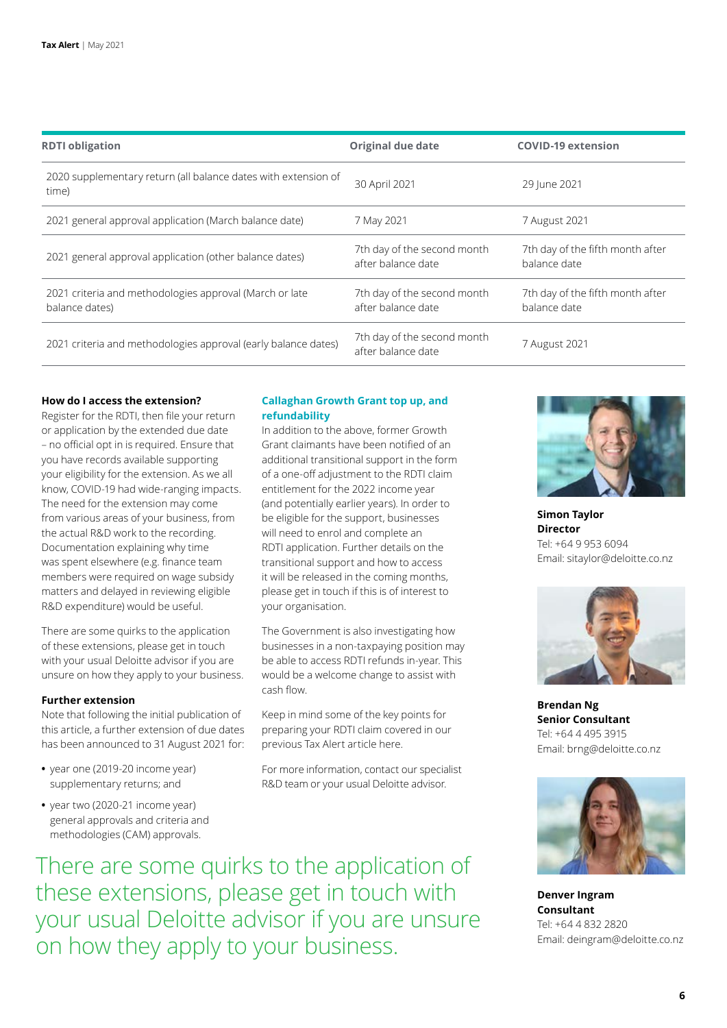| RDTI obligation | Original due date | COVID-19 extension |
|---|---|---|
| 2020 supplementary return (all balance dates with extension of time) | 30 April 2021 | 29 June 2021 |
| 2021 general approval application (March balance date) | 7 May 2021 | 7 August 2021 |
| 2021 general approval application (other balance dates) | 7th day of the second month after balance date | 7th day of the fifth month after balance date |
| 2021 criteria and methodologies approval (March or late balance dates) | 7th day of the second month after balance date | 7th day of the fifth month after balance date |
| 2021 criteria and methodologies approval (early balance dates) | 7th day of the second month after balance date | 7 August 2021 |

**How do I access the extension?**

Register for the RDTI, then file your return or application by the extended due date – no official opt in is required. Ensure that you have records available supporting your eligibility for the extension. As we all know, COVID-19 had wide-ranging impacts. The need for the extension may come from various areas of your business, from the actual R&D work to the recording. Documentation explaining why time was spent elsewhere (e.g. finance team members were required on wage subsidy matters and delayed in reviewing eligible R&D expenditure) would be useful.

There are some quirks to the application of these extensions, please get in touch with your usual Deloitte advisor if you are unsure on how they apply to your business.

**Further extension**

Note that following the initial publication of this article, a further extension of due dates has been announced to 31 August 2021 for:

- year one (2019-20 income year) supplementary returns; and
- year two (2020-21 income year) general approvals and criteria and methodologies (CAM) approvals.

### Callaghan Growth Grant top up, and refundability

In addition to the above, former Growth Grant claimants have been notified of an additional transitional support in the form of a one-off adjustment to the RDTI claim entitlement for the 2022 income year (and potentially earlier years). In order to be eligible for the support, businesses will need to enrol and complete an RDTI application. Further details on the transitional support and how to access it will be released in the coming months, please get in touch if this is of interest to your organisation.

The Government is also investigating how businesses in a non-taxpaying position may be able to access RDTI refunds in-year. This would be a welcome change to assist with cash flow.

Keep in mind some of the key points for preparing your RDTI claim covered in our previous Tax Alert article here.

For more information, contact our specialist R&D team or your usual Deloitte advisor.

There are some quirks to the application of these extensions, please get in touch with your usual Deloitte advisor if you are unsure on how they apply to your business.

**Simon Taylor**
**Director**
Tel: +64 9 953 6094
Email: sitaylor@deloitte.co.nz

**Brendan Ng**
**Senior Consultant**
Tel: +64 4 495 3915
Email: brng@deloitte.co.nz

**Denver Ingram**
**Consultant**
Tel: +64 4 832 2820
Email: deingram@deloitte.co.nz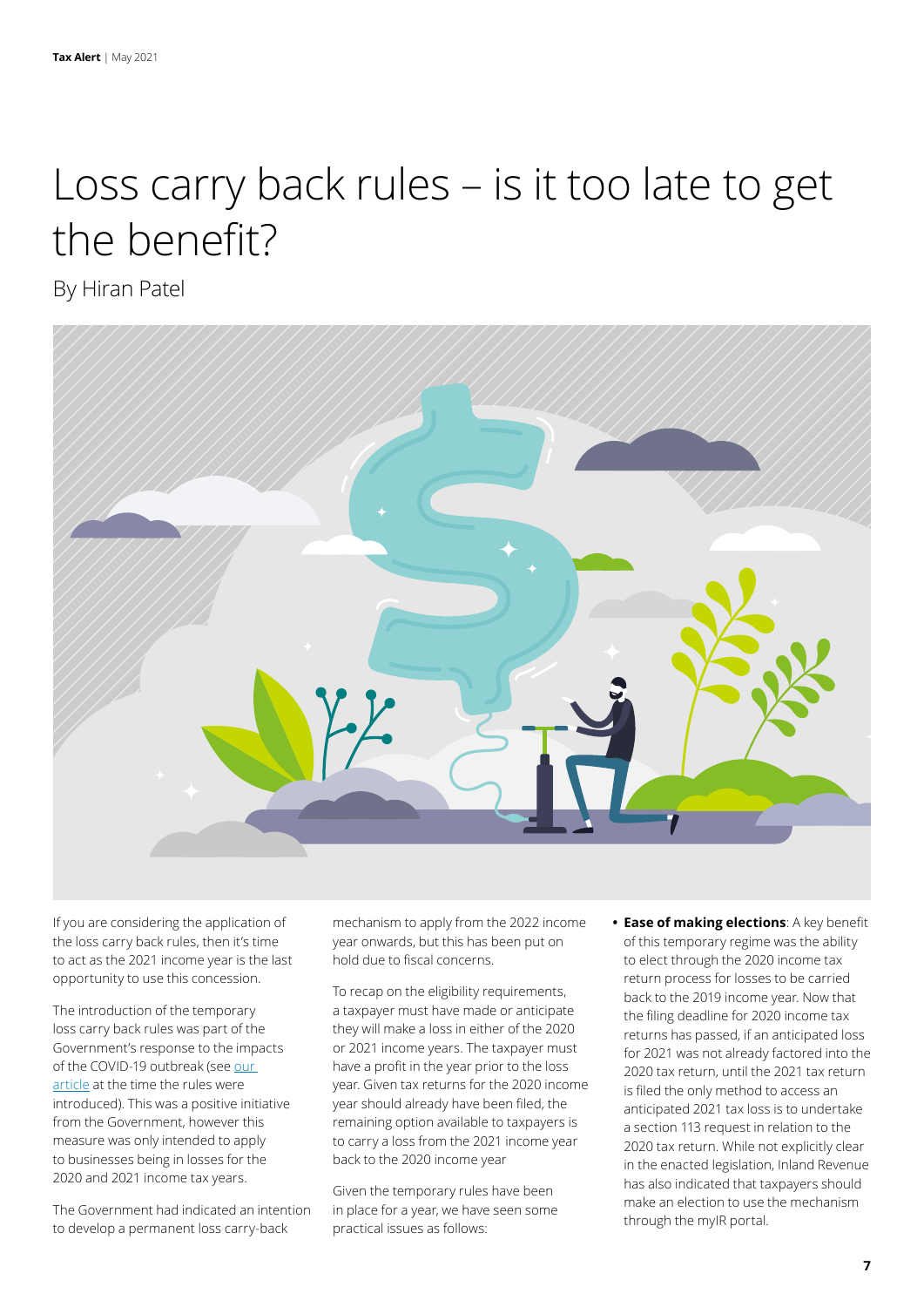# Loss carry back rules – is it too late to get the benefit?

By Hiran Patel

If you are considering the application of the loss carry back rules, then it's time to act as the 2021 income year is the last opportunity to use this concession.

The introduction of the temporary loss carry back rules was part of the Government's response to the impacts of the COVID-19 outbreak (see our article at the time the rules were introduced). This was a positive initiative from the Government, however this measure was only intended to apply to businesses being in losses for the 2020 and 2021 income tax years.

The Government had indicated an intention to develop a permanent loss carry-back mechanism to apply from the 2022 income year onwards, but this has been put on hold due to fiscal concerns.

To recap on the eligibility requirements, a taxpayer must have made or anticipate they will make a loss in either of the 2020 or 2021 income years. The taxpayer must have a profit in the year prior to the loss year. Given tax returns for the 2020 income year should already have been filed, the remaining option available to taxpayers is to carry a loss from the 2021 income year back to the 2020 income year

Given the temporary rules have been in place for a year, we have seen some practical issues as follows:

- **Ease of making elections**: A key benefit of this temporary regime was the ability to elect through the 2020 income tax return process for losses to be carried back to the 2019 income year. Now that the filing deadline for 2020 income tax returns has passed, if an anticipated loss for 2021 was not already factored into the 2020 tax return, until the 2021 tax return is filed the only method to access an anticipated 2021 tax loss is to undertake a section 113 request in relation to the 2020 tax return. While not explicitly clear in the enacted legislation, Inland Revenue has also indicated that taxpayers should make an election to use the mechanism through the myIR portal.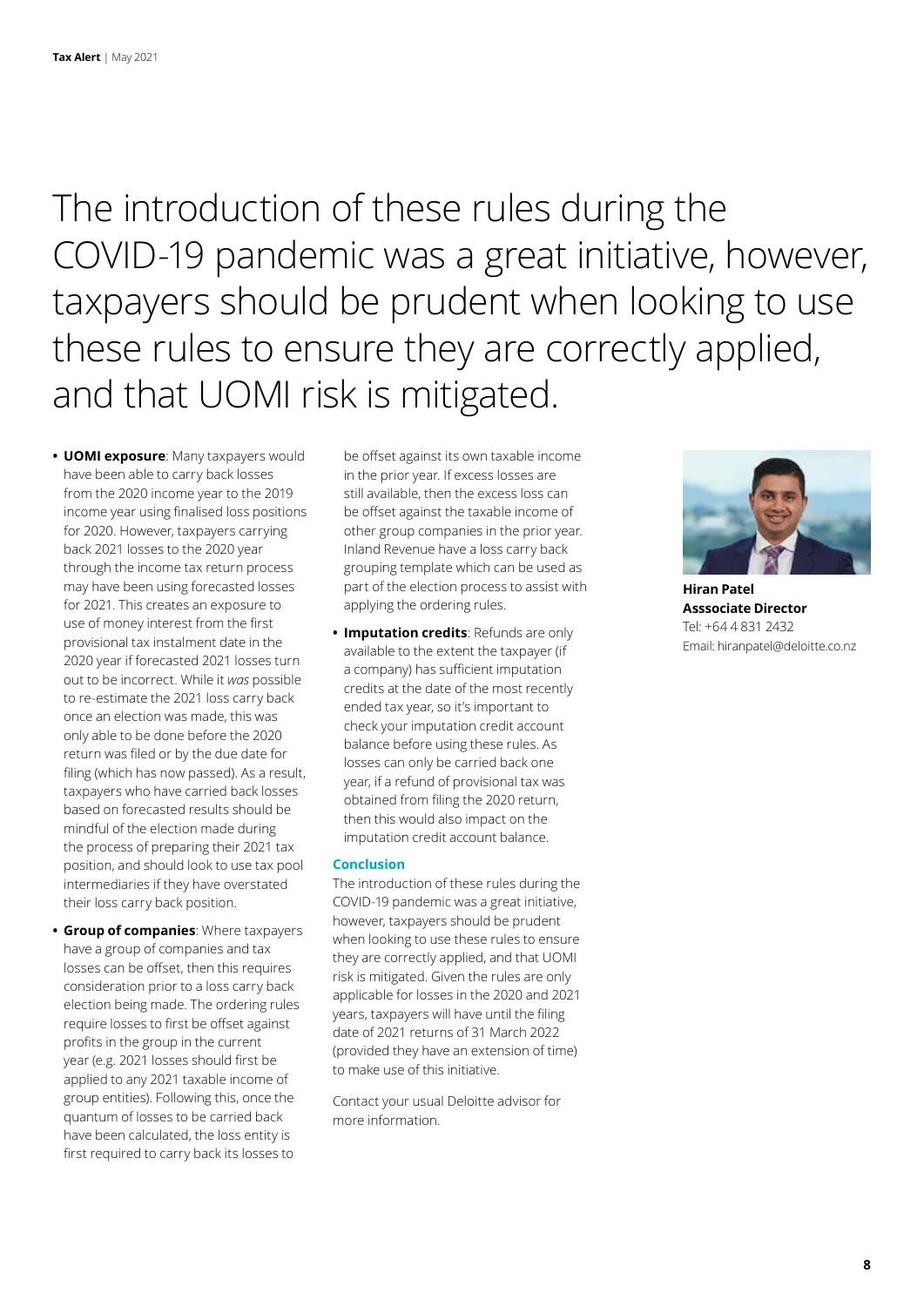The introduction of these rules during the COVID-19 pandemic was a great initiative, however, taxpayers should be prudent when looking to use these rules to ensure they are correctly applied, and that UOMI risk is mitigated.

- **UOMI exposure**: Many taxpayers would have been able to carry back losses from the 2020 income year to the 2019 income year using finalised loss positions for 2020. However, taxpayers carrying back 2021 losses to the 2020 year through the income tax return process may have been using forecasted losses for 2021. This creates an exposure to use of money interest from the first provisional tax instalment date in the 2020 year if forecasted 2021 losses turn out to be incorrect. While it *was* possible to re-estimate the 2021 loss carry back once an election was made, this was only able to be done before the 2020 return was filed or by the due date for filing (which has now passed). As a result, taxpayers who have carried back losses based on forecasted results should be mindful of the election made during the process of preparing their 2021 tax position, and should look to use tax pool intermediaries if they have overstated their loss carry back position.
- **Group of companies**: Where taxpayers have a group of companies and tax losses can be offset, then this requires consideration prior to a loss carry back election being made. The ordering rules require losses to first be offset against profits in the group in the current year (e.g. 2021 losses should first be applied to any 2021 taxable income of group entities). Following this, once the quantum of losses to be carried back have been calculated, the loss entity is first required to carry back its losses to be offset against its own taxable income in the prior year. If excess losses are still available, then the excess loss can be offset against the taxable income of other group companies in the prior year. Inland Revenue have a loss carry back grouping template which can be used as part of the election process to assist with applying the ordering rules.
- **Imputation credits**: Refunds are only available to the extent the taxpayer (if a company) has sufficient imputation credits at the date of the most recently ended tax year, so it's important to check your imputation credit account balance before using these rules. As losses can only be carried back one year, if a refund of provisional tax was obtained from filing the 2020 return, then this would also impact on the imputation credit account balance.

### Conclusion

The introduction of these rules during the COVID-19 pandemic was a great initiative, however, taxpayers should be prudent when looking to use these rules to ensure they are correctly applied, and that UOMI risk is mitigated. Given the rules are only applicable for losses in the 2020 and 2021 years, taxpayers will have until the filing date of 2021 returns of 31 March 2022 (provided they have an extension of time) to make use of this initiative.

Contact your usual Deloitte advisor for more information.

**Hiran Patel**
**Asssociate Director**
Tel: +64 4 831 2432
Email: hiranpatel@deloitte.co.nz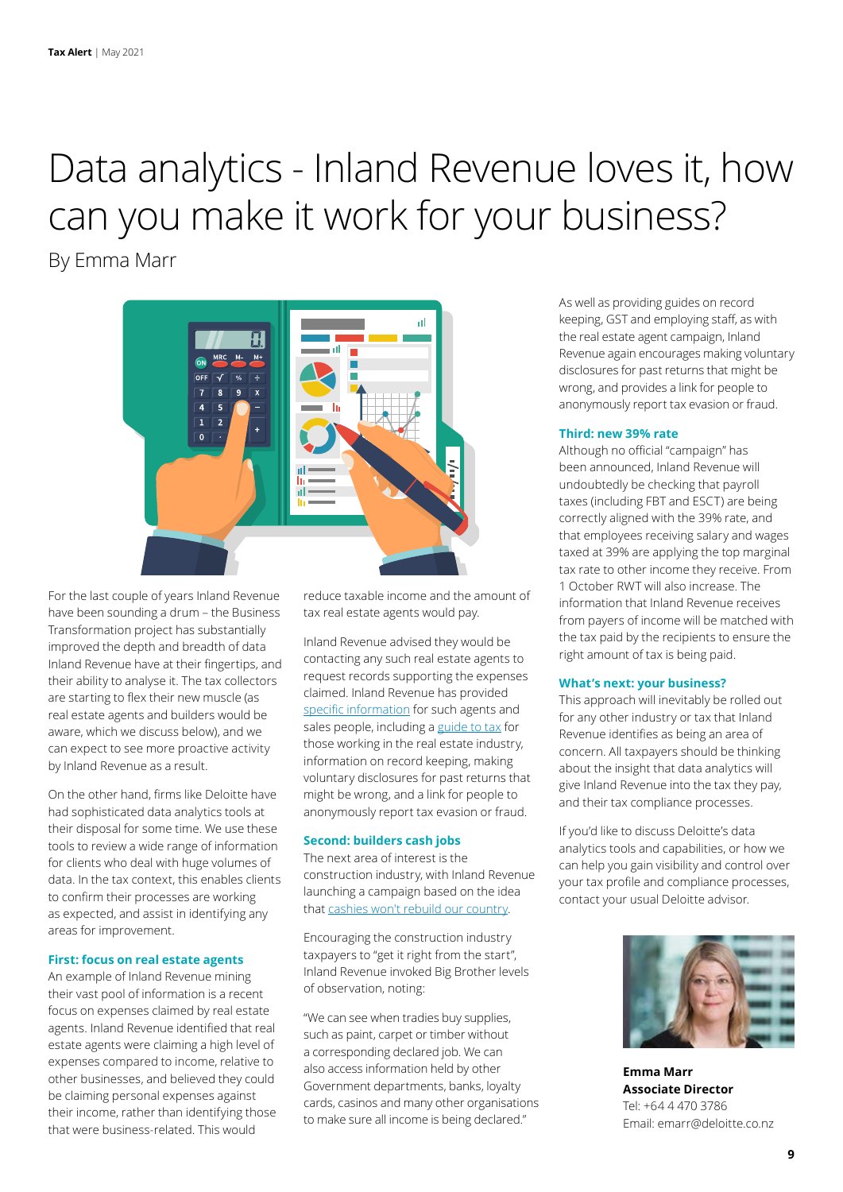# Data analytics - Inland Revenue loves it, how can you make it work for your business?

By Emma Marr

For the last couple of years Inland Revenue have been sounding a drum – the Business Transformation project has substantially improved the depth and breadth of data Inland Revenue have at their fingertips, and their ability to analyse it. The tax collectors are starting to flex their new muscle (as real estate agents and builders would be aware, which we discuss below), and we can expect to see more proactive activity by Inland Revenue as a result.

On the other hand, firms like Deloitte have had sophisticated data analytics tools at their disposal for some time. We use these tools to review a wide range of information for clients who deal with huge volumes of data. In the tax context, this enables clients to confirm their processes are working as expected, and assist in identifying any areas for improvement.

### First: focus on real estate agents

An example of Inland Revenue mining their vast pool of information is a recent focus on expenses claimed by real estate agents. Inland Revenue identified that real estate agents were claiming a high level of expenses compared to income, relative to other businesses, and believed they could be claiming personal expenses against their income, rather than identifying those that were business-related. This would reduce taxable income and the amount of tax real estate agents would pay.

Inland Revenue advised they would be contacting any such real estate agents to request records supporting the expenses claimed. Inland Revenue has provided specific information for such agents and sales people, including a guide to tax for those working in the real estate industry, information on record keeping, making voluntary disclosures for past returns that might be wrong, and a link for people to anonymously report tax evasion or fraud.

### Second: builders cash jobs

The next area of interest is the construction industry, with Inland Revenue launching a campaign based on the idea that cashies won't rebuild our country.

Encouraging the construction industry taxpayers to "get it right from the start", Inland Revenue invoked Big Brother levels of observation, noting:

"We can see when tradies buy supplies, such as paint, carpet or timber without a corresponding declared job. We can also access information held by other Government departments, banks, loyalty cards, casinos and many other organisations to make sure all income is being declared."

As well as providing guides on record keeping, GST and employing staff, as with the real estate agent campaign, Inland Revenue again encourages making voluntary disclosures for past returns that might be wrong, and provides a link for people to anonymously report tax evasion or fraud.

### Third: new 39% rate

Although no official "campaign" has been announced, Inland Revenue will undoubtedly be checking that payroll taxes (including FBT and ESCT) are being correctly aligned with the 39% rate, and that employees receiving salary and wages taxed at 39% are applying the top marginal tax rate to other income they receive. From 1 October RWT will also increase. The information that Inland Revenue receives from payers of income will be matched with the tax paid by the recipients to ensure the right amount of tax is being paid.

### What's next: your business?

This approach will inevitably be rolled out for any other industry or tax that Inland Revenue identifies as being an area of concern. All taxpayers should be thinking about the insight that data analytics will give Inland Revenue into the tax they pay, and their tax compliance processes.

If you'd like to discuss Deloitte's data analytics tools and capabilities, or how we can help you gain visibility and control over your tax profile and compliance processes, contact your usual Deloitte advisor.

**Emma Marr**
**Associate Director**
Tel: +64 4 470 3786
Email: emarr@deloitte.co.nz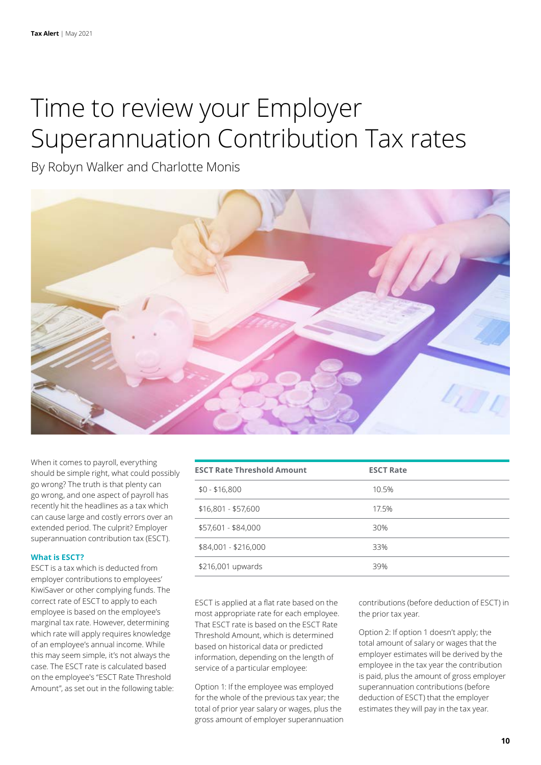# Time to review your Employer Superannuation Contribution Tax rates

By Robyn Walker and Charlotte Monis

When it comes to payroll, everything should be simple right, what could possibly go wrong? The truth is that plenty can go wrong, and one aspect of payroll has recently hit the headlines as a tax which can cause large and costly errors over an extended period. The culprit? Employer superannuation contribution tax (ESCT).

**What is ESCT?**

ESCT is a tax which is deducted from employer contributions to employees' KiwiSaver or other complying funds. The correct rate of ESCT to apply to each employee is based on the employee's marginal tax rate. However, determining which rate will apply requires knowledge of an employee's annual income. While this may seem simple, it's not always the case. The ESCT rate is calculated based on the employee's "ESCT Rate Threshold Amount", as set out in the following table:

| ESCT Rate Threshold Amount | ESCT Rate |
| --- | --- |
| $0 - $16,800 | 10.5% |
| $16,801 - $57,600 | 17.5% |
| $57,601 - $84,000 | 30% |
| $84,001 - $216,000 | 33% |
| $216,001 upwards | 39% |

ESCT is applied at a flat rate based on the most appropriate rate for each employee. That ESCT rate is based on the ESCT Rate Threshold Amount, which is determined based on historical data or predicted information, depending on the length of service of a particular employee:

Option 1: If the employee was employed for the whole of the previous tax year; the total of prior year salary or wages, plus the gross amount of employer superannuation contributions (before deduction of ESCT) in the prior tax year.

Option 2: If option 1 doesn't apply; the total amount of salary or wages that the employer estimates will be derived by the employee in the tax year the contribution is paid, plus the amount of gross employer superannuation contributions (before deduction of ESCT) that the employer estimates they will pay in the tax year.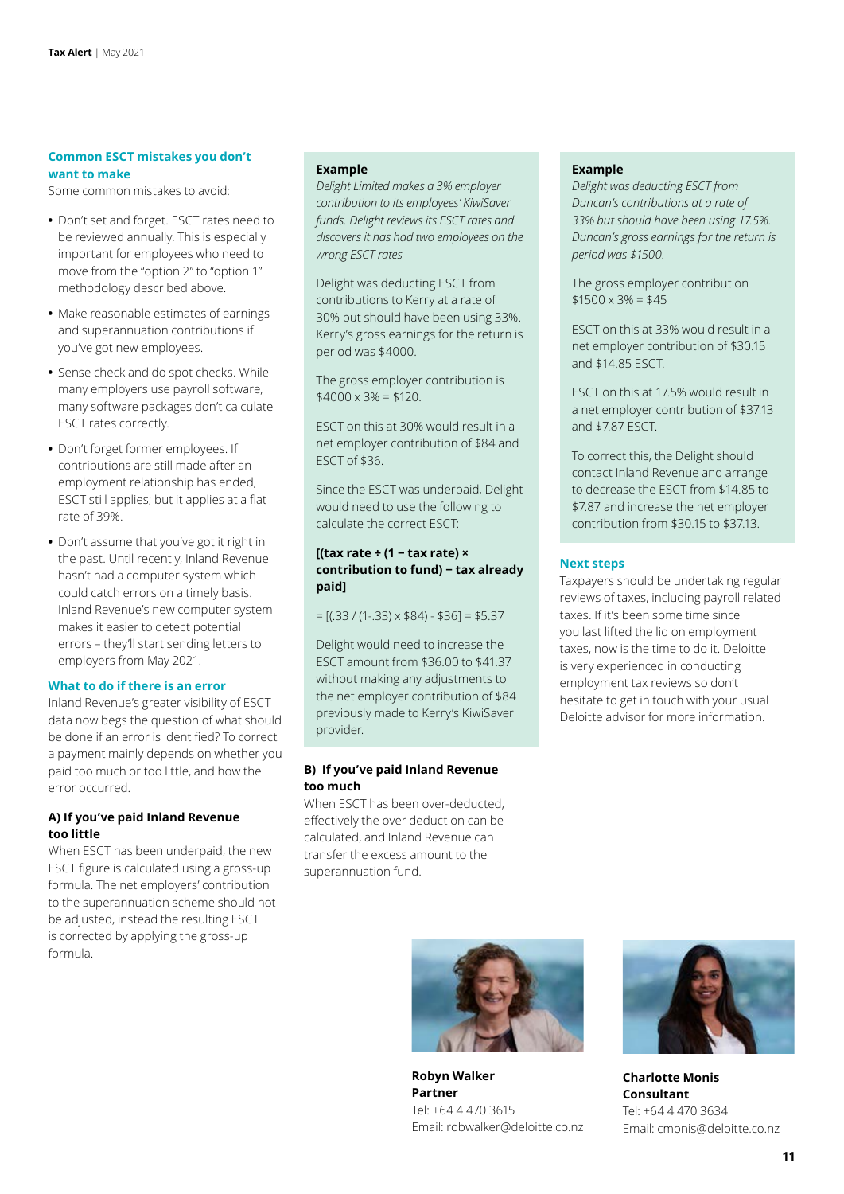## Common ESCT mistakes you don't want to make

Some common mistakes to avoid:

- Don't set and forget. ESCT rates need to be reviewed annually. This is especially important for employees who need to move from the "option 2" to "option 1" methodology described above.
- Make reasonable estimates of earnings and superannuation contributions if you've got new employees.
- Sense check and do spot checks. While many employers use payroll software, many software packages don't calculate ESCT rates correctly.
- Don't forget former employees. If contributions are still made after an employment relationship has ended, ESCT still applies; but it applies at a flat rate of 39%.
- Don't assume that you've got it right in the past. Until recently, Inland Revenue hasn't had a computer system which could catch errors on a timely basis. Inland Revenue's new computer system makes it easier to detect potential errors – they'll start sending letters to employers from May 2021.

## What to do if there is an error

Inland Revenue's greater visibility of ESCT data now begs the question of what should be done if an error is identified? To correct a payment mainly depends on whether you paid too much or too little, and how the error occurred.

### A) If you've paid Inland Revenue too little

When ESCT has been underpaid, the new ESCT figure is calculated using a gross-up formula. The net employers' contribution to the superannuation scheme should not be adjusted, instead the resulting ESCT is corrected by applying the gross-up formula.

**Example**

*Delight Limited makes a 3% employer contribution to its employees' KiwiSaver funds. Delight reviews its ESCT rates and discovers it has had two employees on the wrong ESCT rates*

Delight was deducting ESCT from contributions to Kerry at a rate of 30% but should have been using 33%. Kerry's gross earnings for the return is period was $4000.

The gross employer contribution is $4000 x 3% = $120.

ESCT on this at 30% would result in a net employer contribution of $84 and ESCT of $36.

Since the ESCT was underpaid, Delight would need to use the following to calculate the correct ESCT:

**[(tax rate ÷ (1 − tax rate) × contribution to fund) − tax already paid]**

= [(.33 / (1-.33) x $84) - $36] = $5.37

Delight would need to increase the ESCT amount from $36.00 to $41.37 without making any adjustments to the net employer contribution of $84 previously made to Kerry's KiwiSaver provider.

### B) If you've paid Inland Revenue too much

When ESCT has been over-deducted, effectively the over deduction can be calculated, and Inland Revenue can transfer the excess amount to the superannuation fund.

**Example**

*Delight was deducting ESCT from Duncan's contributions at a rate of 33% but should have been using 17.5%. Duncan's gross earnings for the return is period was $1500.*

The gross employer contribution $1500 x 3% = $45

ESCT on this at 33% would result in a net employer contribution of $30.15 and $14.85 ESCT.

ESCT on this at 17.5% would result in a net employer contribution of $37.13 and $7.87 ESCT.

To correct this, the Delight should contact Inland Revenue and arrange to decrease the ESCT from $14.85 to $7.87 and increase the net employer contribution from $30.15 to $37.13.

## Next steps

Taxpayers should be undertaking regular reviews of taxes, including payroll related taxes. If it's been some time since you last lifted the lid on employment taxes, now is the time to do it. Deloitte is very experienced in conducting employment tax reviews so don't hesitate to get in touch with your usual Deloitte advisor for more information.

**Robyn Walker**
**Partner**
Tel: +64 4 470 3615
Email: robwalker@deloitte.co.nz

**Charlotte Monis**
**Consultant**
Tel: +64 4 470 3634
Email: cmonis@deloitte.co.nz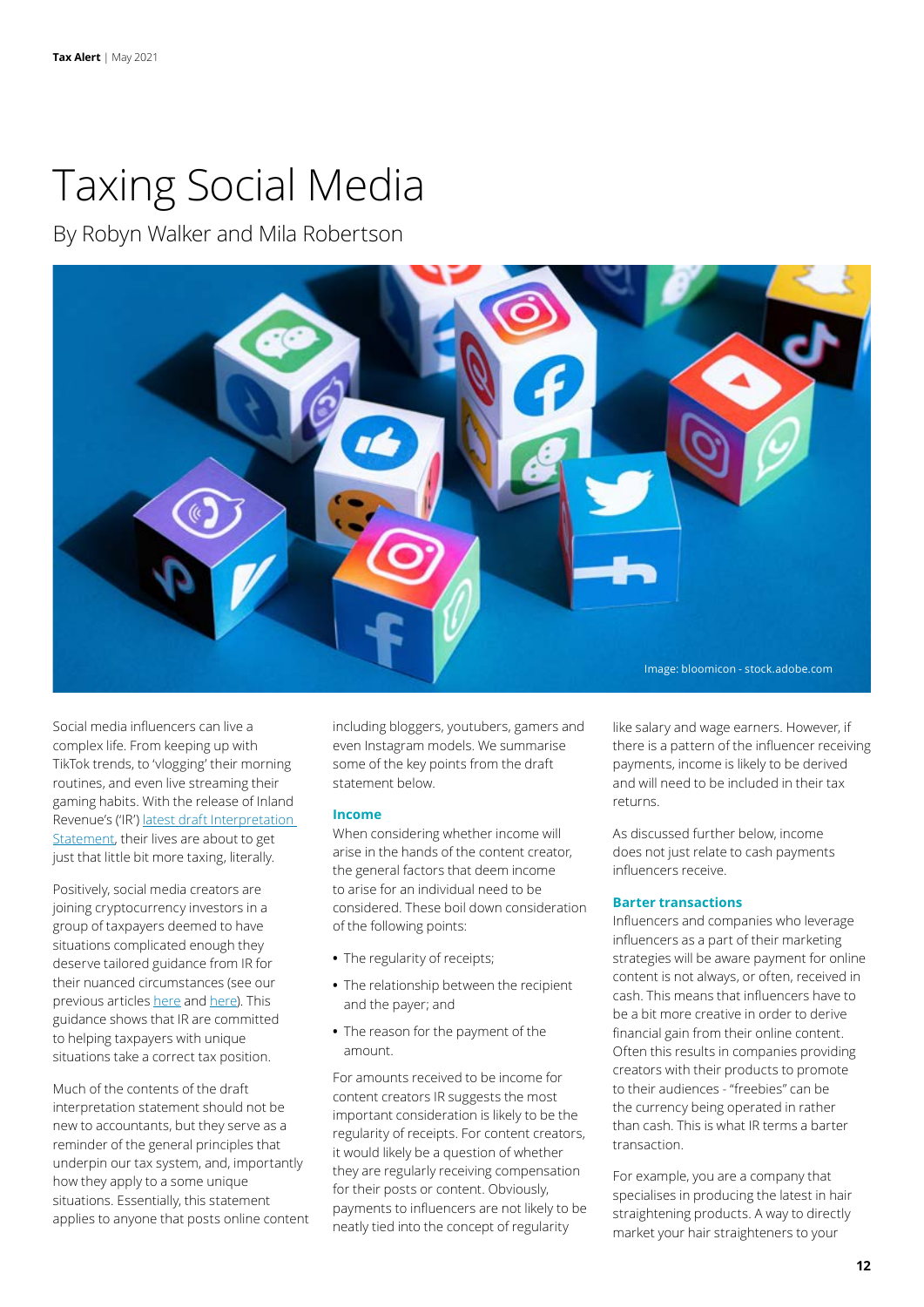# Taxing Social Media

By Robyn Walker and Mila Robertson

Image: bloomicon - stock.adobe.com

Social media influencers can live a complex life. From keeping up with TikTok trends, to 'vlogging' their morning routines, and even live streaming their gaming habits. With the release of Inland Revenue's ('IR') latest draft Interpretation Statement, their lives are about to get just that little bit more taxing, literally.

Positively, social media creators are joining cryptocurrency investors in a group of taxpayers deemed to have situations complicated enough they deserve tailored guidance from IR for their nuanced circumstances (see our previous articles here and here). This guidance shows that IR are committed to helping taxpayers with unique situations take a correct tax position.

Much of the contents of the draft interpretation statement should not be new to accountants, but they serve as a reminder of the general principles that underpin our tax system, and, importantly how they apply to a some unique situations. Essentially, this statement applies to anyone that posts online content including bloggers, youtubers, gamers and even Instagram models. We summarise some of the key points from the draft statement below.

### Income

When considering whether income will arise in the hands of the content creator, the general factors that deem income to arise for an individual need to be considered. These boil down consideration of the following points:

- The regularity of receipts;
- The relationship between the recipient and the payer; and
- The reason for the payment of the amount.

For amounts received to be income for content creators IR suggests the most important consideration is likely to be the regularity of receipts. For content creators, it would likely be a question of whether they are regularly receiving compensation for their posts or content. Obviously, payments to influencers are not likely to be neatly tied into the concept of regularity like salary and wage earners. However, if there is a pattern of the influencer receiving payments, income is likely to be derived and will need to be included in their tax returns.

As discussed further below, income does not just relate to cash payments influencers receive.

### Barter transactions

Influencers and companies who leverage influencers as a part of their marketing strategies will be aware payment for online content is not always, or often, received in cash. This means that influencers have to be a bit more creative in order to derive financial gain from their online content. Often this results in companies providing creators with their products to promote to their audiences - "freebies" can be the currency being operated in rather than cash. This is what IR terms a barter transaction.

For example, you are a company that specialises in producing the latest in hair straightening products. A way to directly market your hair straighteners to your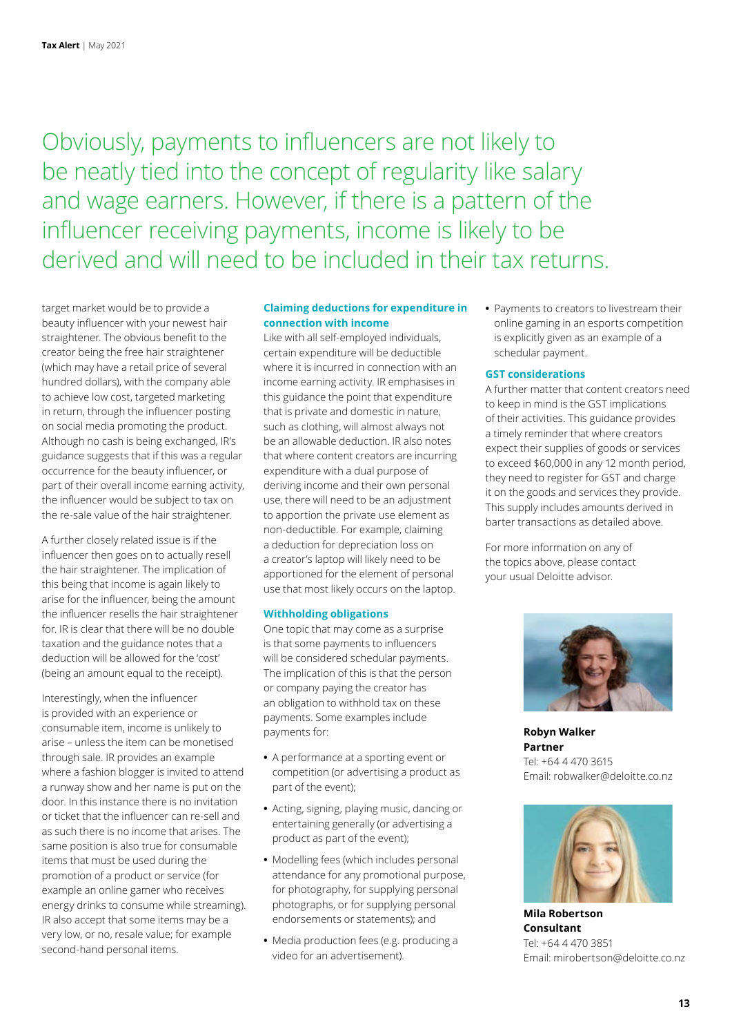Obviously, payments to influencers are not likely to be neatly tied into the concept of regularity like salary and wage earners. However, if there is a pattern of the influencer receiving payments, income is likely to be derived and will need to be included in their tax returns.

target market would be to provide a beauty influencer with your newest hair straightener. The obvious benefit to the creator being the free hair straightener (which may have a retail price of several hundred dollars), with the company able to achieve low cost, targeted marketing in return, through the influencer posting on social media promoting the product. Although no cash is being exchanged, IR's guidance suggests that if this was a regular occurrence for the beauty influencer, or part of their overall income earning activity, the influencer would be subject to tax on the re-sale value of the hair straightener.

A further closely related issue is if the influencer then goes on to actually resell the hair straightener. The implication of this being that income is again likely to arise for the influencer, being the amount the influencer resells the hair straightener for. IR is clear that there will be no double taxation and the guidance notes that a deduction will be allowed for the 'cost' (being an amount equal to the receipt).

Interestingly, when the influencer is provided with an experience or consumable item, income is unlikely to arise – unless the item can be monetised through sale. IR provides an example where a fashion blogger is invited to attend a runway show and her name is put on the door. In this instance there is no invitation or ticket that the influencer can re-sell and as such there is no income that arises. The same position is also true for consumable items that must be used during the promotion of a product or service (for example an online gamer who receives energy drinks to consume while streaming). IR also accept that some items may be a very low, or no, resale value; for example second-hand personal items.

### Claiming deductions for expenditure in connection with income

Like with all self-employed individuals, certain expenditure will be deductible where it is incurred in connection with an income earning activity. IR emphasises in this guidance the point that expenditure that is private and domestic in nature, such as clothing, will almost always not be an allowable deduction. IR also notes that where content creators are incurring expenditure with a dual purpose of deriving income and their own personal use, there will need to be an adjustment to apportion the private use element as non-deductible. For example, claiming a deduction for depreciation loss on a creator's laptop will likely need to be apportioned for the element of personal use that most likely occurs on the laptop.

### Withholding obligations

One topic that may come as a surprise is that some payments to influencers will be considered schedular payments. The implication of this is that the person or company paying the creator has an obligation to withhold tax on these payments. Some examples include payments for:

- A performance at a sporting event or competition (or advertising a product as part of the event);
- Acting, signing, playing music, dancing or entertaining generally (or advertising a product as part of the event);
- Modelling fees (which includes personal attendance for any promotional purpose, for photography, for supplying personal photographs, or for supplying personal endorsements or statements); and
- Media production fees (e.g. producing a video for an advertisement).
- Payments to creators to livestream their online gaming in an esports competition is explicitly given as an example of a schedular payment.

### GST considerations

A further matter that content creators need to keep in mind is the GST implications of their activities. This guidance provides a timely reminder that where creators expect their supplies of goods or services to exceed $60,000 in any 12 month period, they need to register for GST and charge it on the goods and services they provide. This supply includes amounts derived in barter transactions as detailed above.

For more information on any of the topics above, please contact your usual Deloitte advisor.

**Robyn Walker**
**Partner**
Tel: +64 4 470 3615
Email: robwalker@deloitte.co.nz

**Mila Robertson**
**Consultant**
Tel: +64 4 470 3851
Email: mirobertson@deloitte.co.nz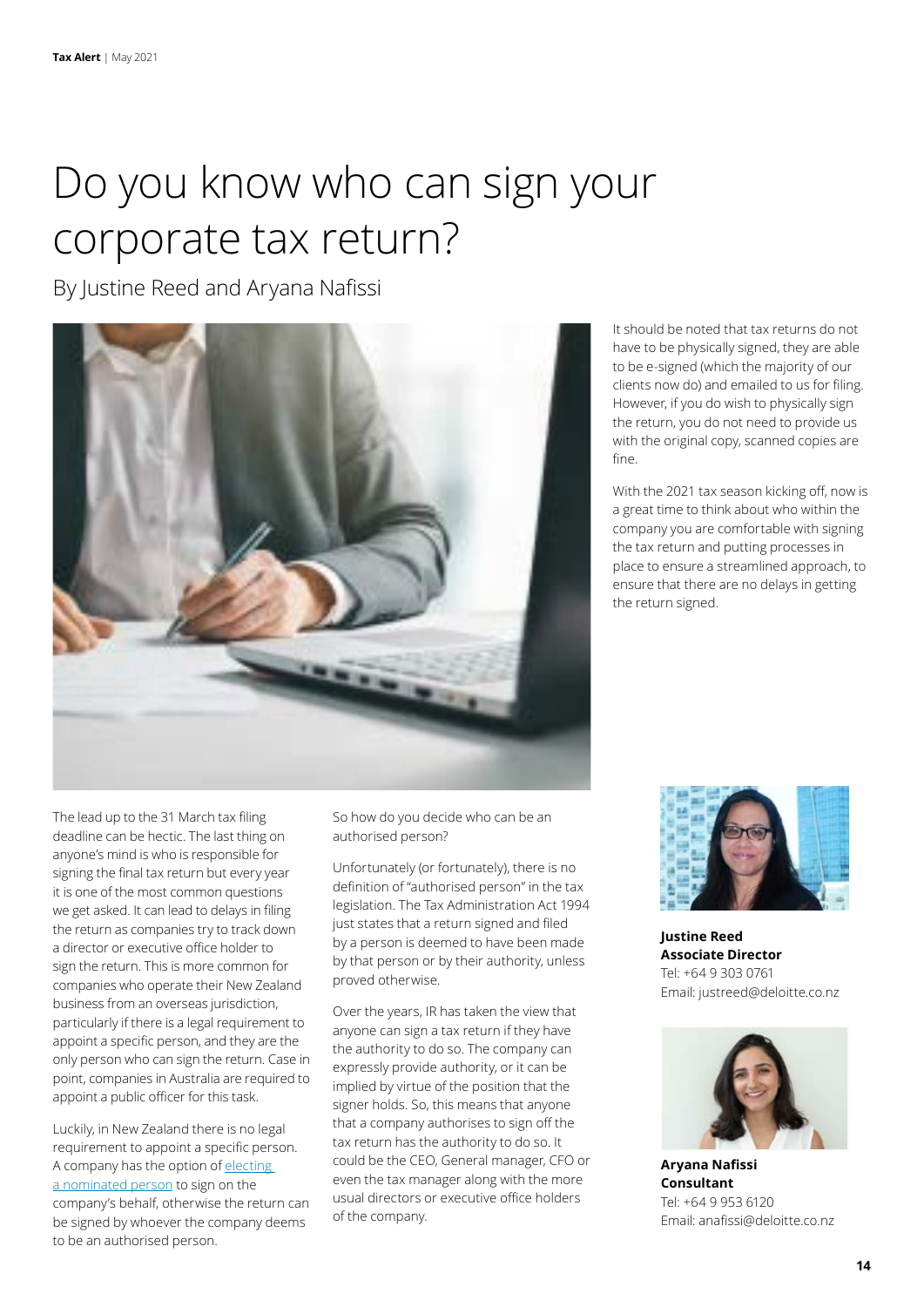# Do you know who can sign your corporate tax return?

By Justine Reed and Aryana Nafissi

It should be noted that tax returns do not have to be physically signed, they are able to be e-signed (which the majority of our clients now do) and emailed to us for filing. However, if you do wish to physically sign the return, you do not need to provide us with the original copy, scanned copies are fine.

With the 2021 tax season kicking off, now is a great time to think about who within the company you are comfortable with signing the tax return and putting processes in place to ensure a streamlined approach, to ensure that there are no delays in getting the return signed.

The lead up to the 31 March tax filing deadline can be hectic. The last thing on anyone's mind is who is responsible for signing the final tax return but every year it is one of the most common questions we get asked. It can lead to delays in filing the return as companies try to track down a director or executive office holder to sign the return. This is more common for companies who operate their New Zealand business from an overseas jurisdiction, particularly if there is a legal requirement to appoint a specific person, and they are the only person who can sign the return. Case in point, companies in Australia are required to appoint a public officer for this task.

Luckily, in New Zealand there is no legal requirement to appoint a specific person. A company has the option of [electing a nominated person] to sign on the company's behalf, otherwise the return can be signed by whoever the company deems to be an authorised person.

So how do you decide who can be an authorised person?

Unfortunately (or fortunately), there is no definition of "authorised person" in the tax legislation. The Tax Administration Act 1994 just states that a return signed and filed by a person is deemed to have been made by that person or by their authority, unless proved otherwise.

Over the years, IR has taken the view that anyone can sign a tax return if they have the authority to do so. The company can expressly provide authority, or it can be implied by virtue of the position that the signer holds. So, this means that anyone that a company authorises to sign off the tax return has the authority to do so. It could be the CEO, General manager, CFO or even the tax manager along with the more usual directors or executive office holders of the company.

**Justine Reed**
**Associate Director**
Tel: +64 9 303 0761
Email: justreed@deloitte.co.nz

**Aryana Nafissi**
**Consultant**
Tel: +64 9 953 6120
Email: anafissi@deloitte.co.nz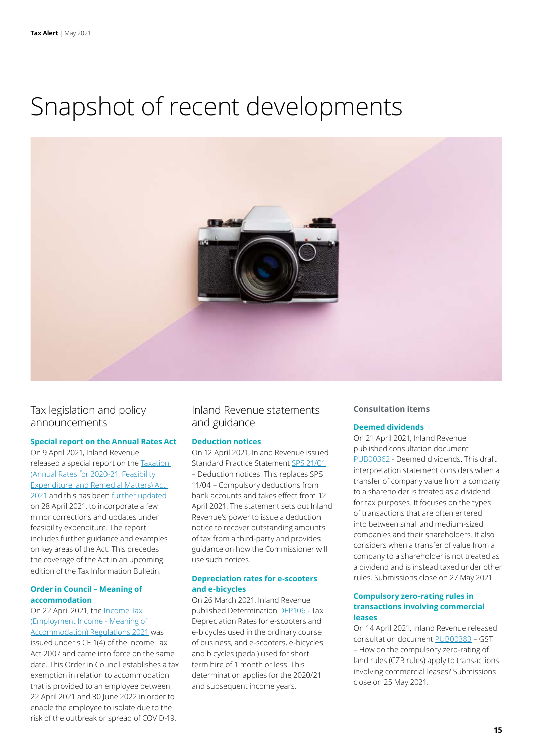# Snapshot of recent developments

## Tax legislation and policy announcements

### Special report on the Annual Rates Act

On 9 April 2021, Inland Revenue released a special report on the Taxation (Annual Rates for 2020-21, Feasibility Expenditure, and Remedial Matters) Act 2021 and this has been further updated on 28 April 2021, to incorporate a few minor corrections and updates under feasibility expenditure. The report includes further guidance and examples on key areas of the Act. This precedes the coverage of the Act in an upcoming edition of the Tax Information Bulletin.

### Order in Council – Meaning of accommodation

On 22 April 2021, the Income Tax (Employment Income - Meaning of Accommodation) Regulations 2021 was issued under s CE 1(4) of the Income Tax Act 2007 and came into force on the same date. This Order in Council establishes a tax exemption in relation to accommodation that is provided to an employee between 22 April 2021 and 30 June 2022 in order to enable the employee to isolate due to the risk of the outbreak or spread of COVID-19.

## Inland Revenue statements and guidance

### Deduction notices

On 12 April 2021, Inland Revenue issued Standard Practice Statement SPS 21/01 – Deduction notices. This replaces SPS 11/04 – Compulsory deductions from bank accounts and takes effect from 12 April 2021. The statement sets out Inland Revenue's power to issue a deduction notice to recover outstanding amounts of tax from a third-party and provides guidance on how the Commissioner will use such notices.

### Depreciation rates for e-scooters and e-bicycles

On 26 March 2021, Inland Revenue published Determination DEP106 - Tax Depreciation Rates for e-scooters and e-bicycles used in the ordinary course of business, and e-scooters, e-bicycles and bicycles (pedal) used for short term hire of 1 month or less. This determination applies for the 2020/21 and subsequent income years.

## Consultation items

### Deemed dividends

On 21 April 2021, Inland Revenue published consultation document PUB00362 - Deemed dividends. This draft interpretation statement considers when a transfer of company value from a company to a shareholder is treated as a dividend for tax purposes. It focuses on the types of transactions that are often entered into between small and medium-sized companies and their shareholders. It also considers when a transfer of value from a company to a shareholder is not treated as a dividend and is instead taxed under other rules. Submissions close on 27 May 2021.

### Compulsory zero-rating rules in transactions involving commercial leases

On 14 April 2021, Inland Revenue released consultation document PUB00383 – GST – How do the compulsory zero-rating of land rules (CZR rules) apply to transactions involving commercial leases? Submissions close on 25 May 2021.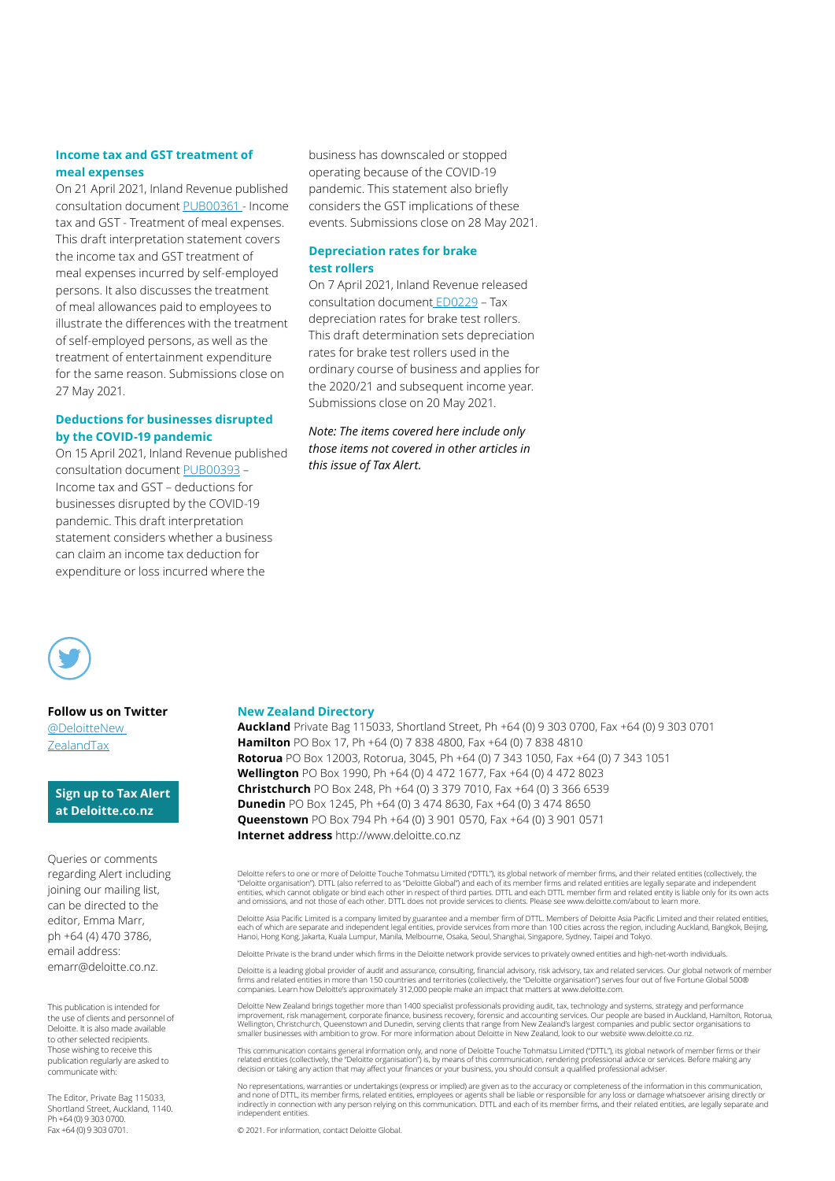### Income tax and GST treatment of meal expenses

On 21 April 2021, Inland Revenue published consultation document PUB00361 - Income tax and GST - Treatment of meal expenses. This draft interpretation statement covers the income tax and GST treatment of meal expenses incurred by self-employed persons. It also discusses the treatment of meal allowances paid to employees to illustrate the differences with the treatment of self-employed persons, as well as the treatment of entertainment expenditure for the same reason. Submissions close on 27 May 2021.

### Deductions for businesses disrupted by the COVID-19 pandemic

On 15 April 2021, Inland Revenue published consultation document PUB00393 – Income tax and GST – deductions for businesses disrupted by the COVID-19 pandemic. This draft interpretation statement considers whether a business can claim an income tax deduction for expenditure or loss incurred where the business has downscaled or stopped operating because of the COVID-19 pandemic. This statement also briefly considers the GST implications of these events. Submissions close on 28 May 2021.

### Depreciation rates for brake test rollers

On 7 April 2021, Inland Revenue released consultation document ED0229 – Tax depreciation rates for brake test rollers. This draft determination sets depreciation rates for brake test rollers used in the ordinary course of business and applies for the 2020/21 and subsequent income year. Submissions close on 20 May 2021.

*Note: The items covered here include only those items not covered in other articles in this issue of Tax Alert.*

**Follow us on Twitter**
@DeloitteNewZealandTax

**Sign up to Tax Alert at Deloitte.co.nz**

Queries or comments regarding Alert including joining our mailing list, can be directed to the editor, Emma Marr, ph +64 (4) 470 3786, email address: emarr@deloitte.co.nz.

This publication is intended for the use of clients and personnel of Deloitte. It is also made available to other selected recipients. Those wishing to receive this publication regularly are asked to communicate with:

The Editor, Private Bag 115033, Shortland Street, Auckland, 1140.
Ph +64 (0) 9 303 0700.
Fax +64 (0) 9 303 0701.

### New Zealand Directory

**Auckland** Private Bag 115033, Shortland Street, Ph +64 (0) 9 303 0700, Fax +64 (0) 9 303 0701
**Hamilton** PO Box 17, Ph +64 (0) 7 838 4800, Fax +64 (0) 7 838 4810
**Rotorua** PO Box 12003, Rotorua, 3045, Ph +64 (0) 7 343 1050, Fax +64 (0) 7 343 1051
**Wellington** PO Box 1990, Ph +64 (0) 4 472 1677, Fax +64 (0) 4 472 8023
**Christchurch** PO Box 248, Ph +64 (0) 3 379 7010, Fax +64 (0) 3 366 6539
**Dunedin** PO Box 1245, Ph +64 (0) 3 474 8630, Fax +64 (0) 3 474 8650
**Queenstown** PO Box 794 Ph +64 (0) 3 901 0570, Fax +64 (0) 3 901 0571
**Internet address** http://www.deloitte.co.nz

Deloitte refers to one or more of Deloitte Touche Tohmatsu Limited ("DTTL"), its global network of member firms, and their related entities (collectively, the "Deloitte organisation"). DTTL (also referred to as "Deloitte Global") and each of its member firms and related entities are legally separate and independent entities, which cannot obligate or bind each other in respect of third parties. DTTL and each DTTL member firm and related entity is liable only for its own acts and omissions, and not those of each other. DTTL does not provide services to clients. Please see www.deloitte.com/about to learn more.

Deloitte Asia Pacific Limited is a company limited by guarantee and a member firm of DTTL. Members of Deloitte Asia Pacific Limited and their related entities, each of which are separate and independent legal entities, provide services from more than 100 cities across the region, including Auckland, Bangkok, Beijing, Hanoi, Hong Kong, Jakarta, Kuala Lumpur, Manila, Melbourne, Osaka, Seoul, Shanghai, Singapore, Sydney, Taipei and Tokyo.

Deloitte Private is the brand under which firms in the Deloitte network provide services to privately owned entities and high-net-worth individuals.

Deloitte is a leading global provider of audit and assurance, consulting, financial advisory, risk advisory, tax and related services. Our global network of member firms and related entities in more than 150 countries and territories (collectively, the "Deloitte organisation") serves four out of five Fortune Global 500® companies. Learn how Deloitte's approximately 312,000 people make an impact that matters at www.deloitte.com.

Deloitte New Zealand brings together more than 1400 specialist professionals providing audit, tax, technology and systems, strategy and performance improvement, risk management, corporate finance, business recovery, forensic and accounting services. Our people are based in Auckland, Hamilton, Rotorua, Wellington, Christchurch, Queenstown and Dunedin, serving clients that range from New Zealand's largest companies and public sector organisations to smaller businesses with ambition to grow. For more information about Deloitte in New Zealand, look to our website www.deloitte.co.nz.

This communication contains general information only, and none of Deloitte Touche Tohmatsu Limited ("DTTL"), its global network of member firms or their related entities (collectively, the "Deloitte organisation") is, by means of this communication, rendering professional advice or services. Before making any decision or taking any action that may affect your finances or your business, you should consult a qualified professional adviser.

No representations, warranties or undertakings (express or implied) are given as to the accuracy or completeness of the information in this communication, and none of DTTL, its member firms, related entities, employees or agents shall be liable or responsible for any loss or damage whatsoever arising directly or indirectly in connection with any person relying on this communication. DTTL and each of its member firms, and their related entities, are legally separate and independent entities.

© 2021. For information, contact Deloitte Global.